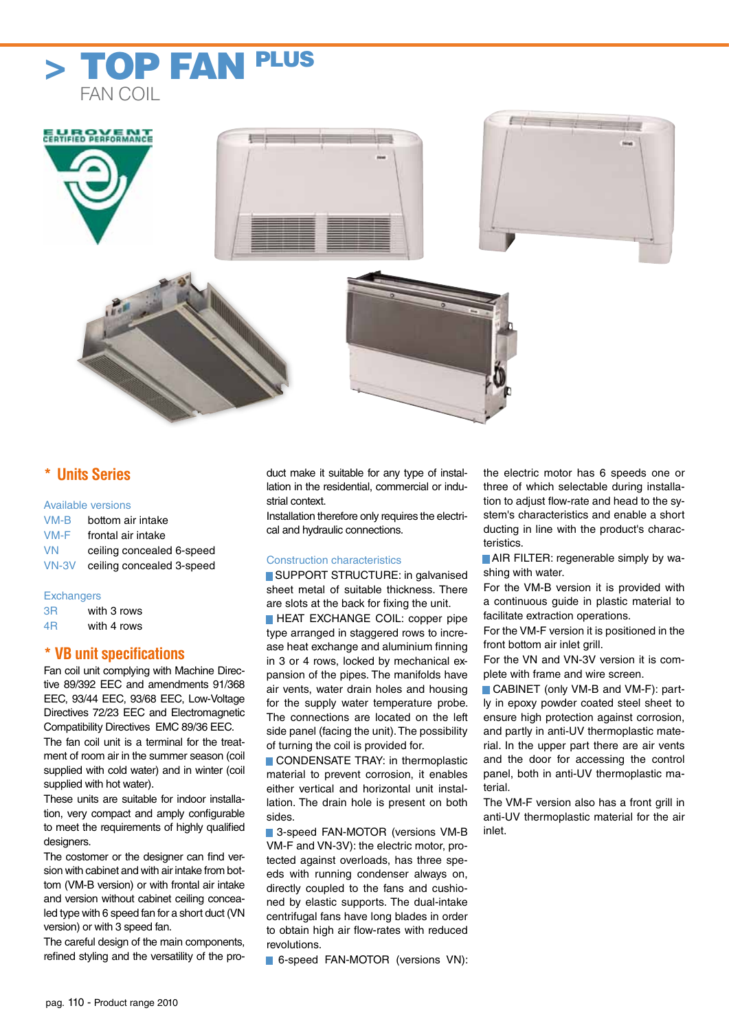# > TOP FAN PLUS

FAN COIL

EUROVENT CERTIFIED PERFORMANCE

## * Units Series

### Available versions

| | |
|---|---|
| VM-B | bottom air intake |
| VM-F | frontal air intake |
| VN | ceiling concealed 6-speed |
| VN-3V | ceiling concealed 3-speed |

### Exchangers

| | |
|---|---|
| 3R | with 3 rows |
| 4R | with 4 rows |

## * VB unit specifications

Fan coil unit complying with Machine Directive 89/392 EEC and amendments 91/368 EEC, 93/44 EEC, 93/68 EEC, Low-Voltage Directives 72/23 EEC and Electromagnetic Compatibility Directives EMC 89/36 EEC.

The fan coil unit is a terminal for the treatment of room air in the summer season (coil supplied with cold water) and in winter (coil supplied with hot water).

These units are suitable for indoor installation, very compact and amply configurable to meet the requirements of highly qualified designers.

The costomer or the designer can find version with cabinet and with air intake from bottom (VM-B version) or with frontal air intake and version without cabinet ceiling concealed type with 6 speed fan for a short duct (VN version) or with 3 speed fan.

The careful design of the main components, refined styling and the versatility of the product make it suitable for any type of installation in the residential, commercial or industrial context.

Installation therefore only requires the electrical and hydraulic connections.

### Construction characteristics

- SUPPORT STRUCTURE: in galvanised sheet metal of suitable thickness. There are slots at the back for fixing the unit.
- HEAT EXCHANGE COIL: copper pipe type arranged in staggered rows to increase heat exchange and aluminium finning in 3 or 4 rows, locked by mechanical expansion of the pipes. The manifolds have air vents, water drain holes and housing for the supply water temperature probe. The connections are located on the left side panel (facing the unit). The possibility of turning the coil is provided for.
- CONDENSATE TRAY: in thermoplastic material to prevent corrosion, it enables either vertical and horizontal unit installation. The drain hole is present on both sides.
- 3-speed FAN-MOTOR (versions VM-B VM-F and VN-3V): the electric motor, protected against overloads, has three speeds with running condenser always on, directly coupled to the fans and cushioned by elastic supports. The dual-intake centrifugal fans have long blades in order to obtain high air flow-rates with reduced revolutions.
- 6-speed FAN-MOTOR (versions VN): the electric motor has 6 speeds one or three of which selectable during installation to adjust flow-rate and head to the system's characteristics and enable a short ducting in line with the product's characteristics.
- AIR FILTER: regenerable simply by washing with water.
  For the VM-B version it is provided with a continuous guide in plastic material to facilitate extraction operations.
  For the VM-F version it is positioned in the front bottom air inlet grill.
  For the VN and VN-3V version it is complete with frame and wire screen.
- CABINET (only VM-B and VM-F): partly in epoxy powder coated steel sheet to ensure high protection against corrosion, and partly in anti-UV thermoplastic material. In the upper part there are air vents and the door for accessing the control panel, both in anti-UV thermoplastic material.
  The VM-F version also has a front grill in anti-UV thermoplastic material for the air inlet.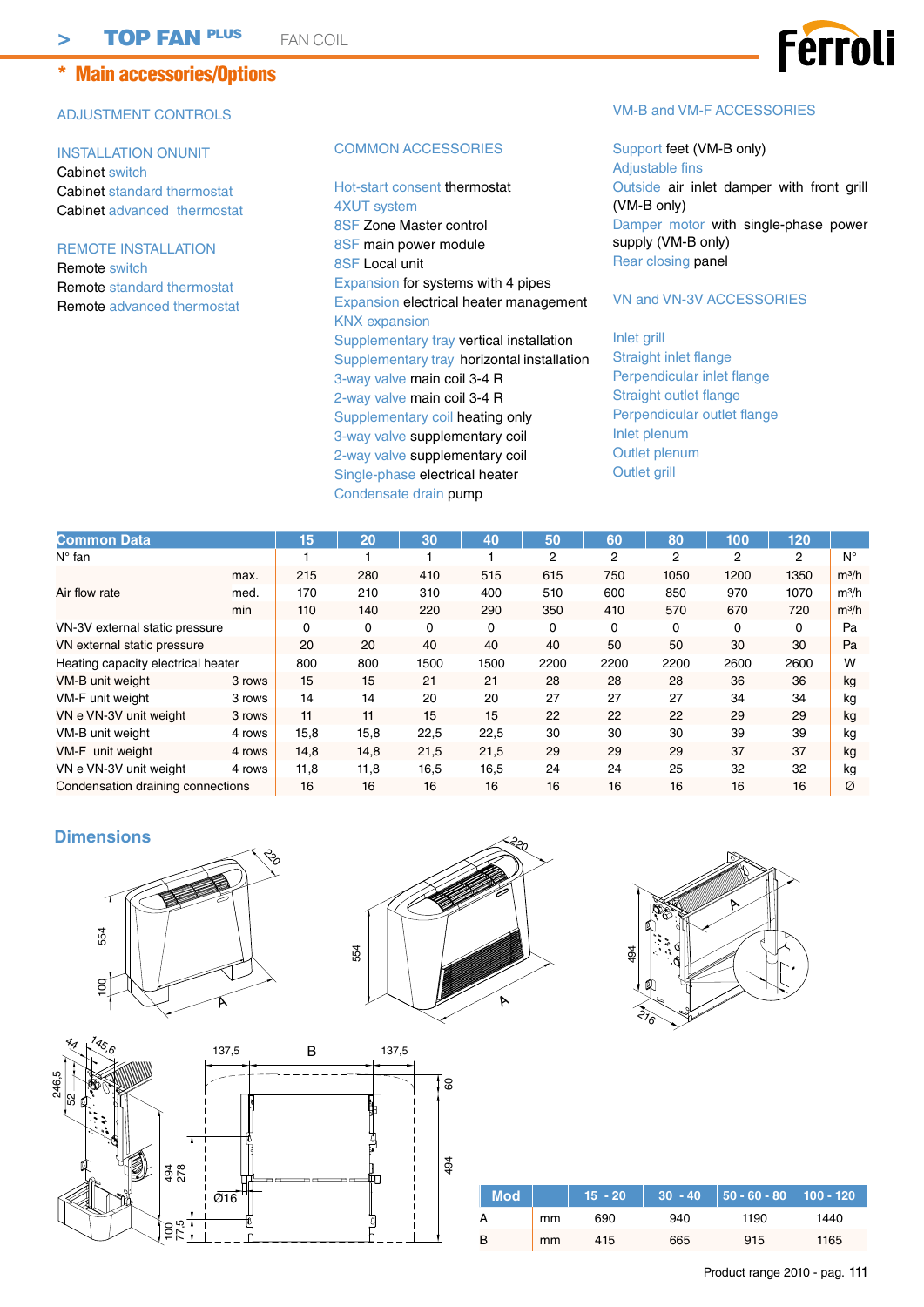# * Main accessories/Options

## ADJUSTMENT CONTROLS

### INSTALLATION ONUNIT
Cabinet switch
Cabinet standard thermostat
Cabinet advanced thermostat

### REMOTE INSTALLATION
Remote switch
Remote standard thermostat
Remote advanced thermostat

## COMMON ACCESSORIES

Hot-start consent thermostat
4XUT system
8SF Zone Master control
8SF main power module
8SF Local unit
Expansion for systems with 4 pipes
Expansion electrical heater management
KNX expansion
Supplementary tray vertical installation
Supplementary tray horizontal installation
3-way valve main coil 3-4 R
2-way valve main coil 3-4 R
Supplementary coil heating only
3-way valve supplementary coil
2-way valve supplementary coil
Single-phase electrical heater
Condensate drain pump

## VM-B and VM-F ACCESSORIES

Support feet (VM-B only)
Adjustable fins
Outside air inlet damper with front grill (VM-B only)
Damper motor with single-phase power supply (VM-B only)
Rear closing panel

## VN and VN-3V ACCESSORIES

Inlet grill
Straight inlet flange
Perpendicular inlet flange
Straight outlet flange
Perpendicular outlet flange
Inlet plenum
Outlet plenum
Outlet grill

| Common Data | | 15 | 20 | 30 | 40 | 50 | 60 | 80 | 100 | 120 | |
|---|---|---|---|---|---|---|---|---|---|---|---|
| N° fan | | 1 | 1 | 1 | 1 | 2 | 2 | 2 | 2 | 2 | N° |
| Air flow rate | max. | 215 | 280 | 410 | 515 | 615 | 750 | 1050 | 1200 | 1350 | m³/h |
| | med. | 170 | 210 | 310 | 400 | 510 | 600 | 850 | 970 | 1070 | m³/h |
| | min | 110 | 140 | 220 | 290 | 350 | 410 | 570 | 670 | 720 | m³/h |
| VN-3V external static pressure | | 0 | 0 | 0 | 0 | 0 | 0 | 0 | 0 | 0 | Pa |
| VN external static pressure | | 20 | 20 | 40 | 40 | 40 | 50 | 50 | 30 | 30 | Pa |
| Heating capacity electrical heater | | 800 | 800 | 1500 | 1500 | 2200 | 2200 | 2200 | 2600 | 2600 | W |
| VM-B unit weight | 3 rows | 15 | 15 | 21 | 21 | 28 | 28 | 28 | 36 | 36 | kg |
| VM-F unit weight | 3 rows | 14 | 14 | 20 | 20 | 27 | 27 | 27 | 34 | 34 | kg |
| VN e VN-3V unit weight | 3 rows | 11 | 11 | 15 | 15 | 22 | 22 | 22 | 29 | 29 | kg |
| VM-B unit weight | 4 rows | 15,8 | 15,8 | 22,5 | 22,5 | 30 | 30 | 30 | 39 | 39 | kg |
| VM-F unit weight | 4 rows | 14,8 | 14,8 | 21,5 | 21,5 | 29 | 29 | 29 | 37 | 37 | kg |
| VN e VN-3V unit weight | 4 rows | 11,8 | 11,8 | 16,5 | 16,5 | 24 | 24 | 25 | 32 | 32 | kg |
| Condensation draining connections | | 16 | 16 | 16 | 16 | 16 | 16 | 16 | 16 | 16 | Ø |

## Dimensions

| Mod | | 15 - 20 | 30 - 40 | 50 - 60 - 80 | 100 - 120 |
|---|---|---|---|---|---|
| A | mm | 690 | 940 | 1190 | 1440 |
| B | mm | 415 | 665 | 915 | 1165 |

Product range 2010 - pag. 111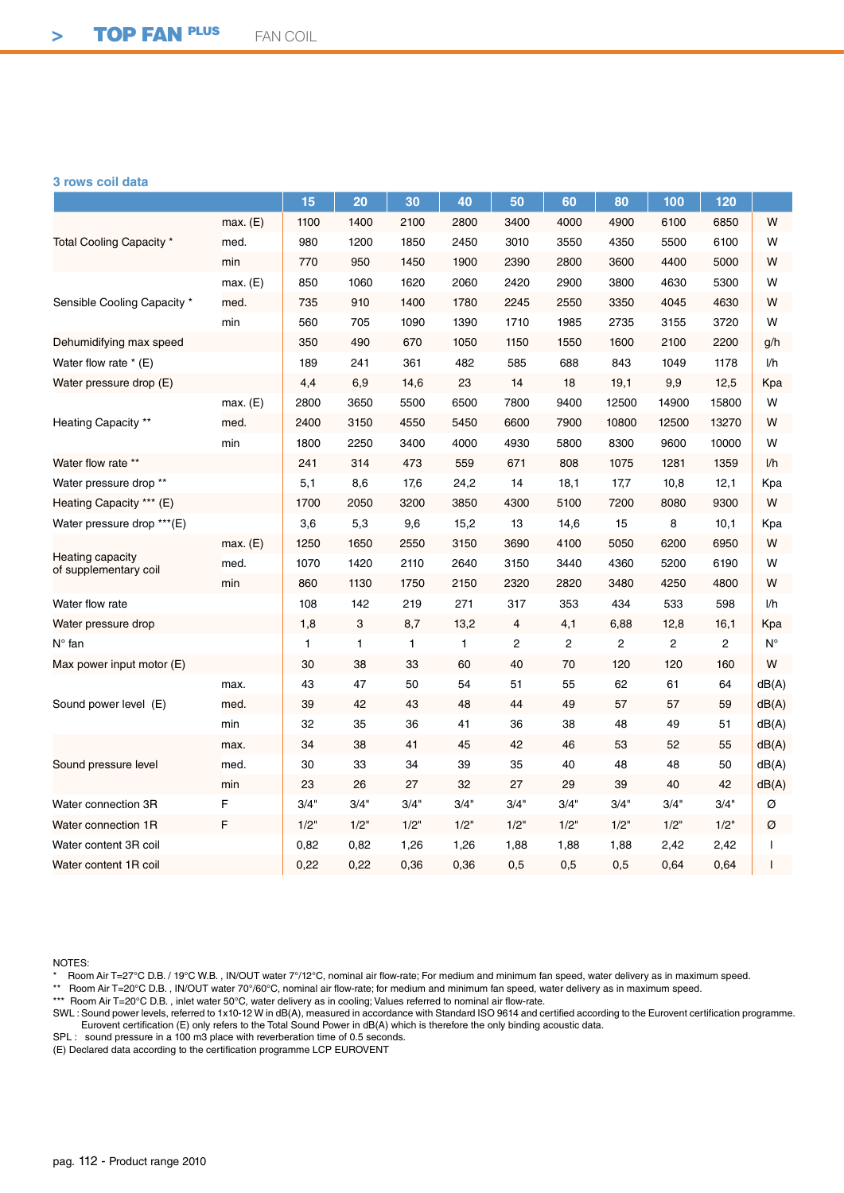## 3 rows coil data

| | | 15 | 20 | 30 | 40 | 50 | 60 | 80 | 100 | 120 | |
|---|---|---|---|---|---|---|---|---|---|---|---|
| Total Cooling Capacity * | max. (E) | 1100 | 1400 | 2100 | 2800 | 3400 | 4000 | 4900 | 6100 | 6850 | W |
| | med. | 980 | 1200 | 1850 | 2450 | 3010 | 3550 | 4350 | 5500 | 6100 | W |
| | min | 770 | 950 | 1450 | 1900 | 2390 | 2800 | 3600 | 4400 | 5000 | W |
| Sensible Cooling Capacity * | max. (E) | 850 | 1060 | 1620 | 2060 | 2420 | 2900 | 3800 | 4630 | 5300 | W |
| | med. | 735 | 910 | 1400 | 1780 | 2245 | 2550 | 3350 | 4045 | 4630 | W |
| | min | 560 | 705 | 1090 | 1390 | 1710 | 1985 | 2735 | 3155 | 3720 | W |
| Dehumidifying max speed | | 350 | 490 | 670 | 1050 | 1150 | 1550 | 1600 | 2100 | 2200 | g/h |
| Water flow rate * (E) | | 189 | 241 | 361 | 482 | 585 | 688 | 843 | 1049 | 1178 | l/h |
| Water pressure drop (E) | | 4,4 | 6,9 | 14,6 | 23 | 14 | 18 | 19,1 | 9,9 | 12,5 | Kpa |
| Heating Capacity ** | max. (E) | 2800 | 3650 | 5500 | 6500 | 7800 | 9400 | 12500 | 14900 | 15800 | W |
| | med. | 2400 | 3150 | 4550 | 5450 | 6600 | 7900 | 10800 | 12500 | 13270 | W |
| | min | 1800 | 2250 | 3400 | 4000 | 4930 | 5800 | 8300 | 9600 | 10000 | W |
| Water flow rate ** | | 241 | 314 | 473 | 559 | 671 | 808 | 1075 | 1281 | 1359 | l/h |
| Water pressure drop ** | | 5,1 | 8,6 | 17,6 | 24,2 | 14 | 18,1 | 17,7 | 10,8 | 12,1 | Kpa |
| Heating Capacity *** (E) | | 1700 | 2050 | 3200 | 3850 | 4300 | 5100 | 7200 | 8080 | 9300 | W |
| Water pressure drop ***(E) | | 3,6 | 5,3 | 9,6 | 15,2 | 13 | 14,6 | 15 | 8 | 10,1 | Kpa |
| Heating capacity of supplementary coil | max. (E) | 1250 | 1650 | 2550 | 3150 | 3690 | 4100 | 5050 | 6200 | 6950 | W |
| | med. | 1070 | 1420 | 2110 | 2640 | 3150 | 3440 | 4360 | 5200 | 6190 | W |
| | min | 860 | 1130 | 1750 | 2150 | 2320 | 2820 | 3480 | 4250 | 4800 | W |
| Water flow rate | | 108 | 142 | 219 | 271 | 317 | 353 | 434 | 533 | 598 | l/h |
| Water pressure drop | | 1,8 | 3 | 8,7 | 13,2 | 4 | 4,1 | 6,88 | 12,8 | 16,1 | Kpa |
| N° fan | | 1 | 1 | 1 | 1 | 2 | 2 | 2 | 2 | 2 | N° |
| Max power input motor (E) | | 30 | 38 | 33 | 60 | 40 | 70 | 120 | 120 | 160 | W |
| Sound power level (E) | max. | 43 | 47 | 50 | 54 | 51 | 55 | 62 | 61 | 64 | dB(A) |
| | med. | 39 | 42 | 43 | 48 | 44 | 49 | 57 | 57 | 59 | dB(A) |
| | min | 32 | 35 | 36 | 41 | 36 | 38 | 48 | 49 | 51 | dB(A) |
| Sound pressure level | max. | 34 | 38 | 41 | 45 | 42 | 46 | 53 | 52 | 55 | dB(A) |
| | med. | 30 | 33 | 34 | 39 | 35 | 40 | 48 | 48 | 50 | dB(A) |
| | min | 23 | 26 | 27 | 32 | 27 | 29 | 39 | 40 | 42 | dB(A) |
| Water connection 3R | F | 3/4" | 3/4" | 3/4" | 3/4" | 3/4" | 3/4" | 3/4" | 3/4" | 3/4" | Ø |
| Water connection 1R | F | 1/2" | 1/2" | 1/2" | 1/2" | 1/2" | 1/2" | 1/2" | 1/2" | 1/2" | Ø |
| Water content 3R coil | | 0,82 | 0,82 | 1,26 | 1,26 | 1,88 | 1,88 | 1,88 | 2,42 | 2,42 | l |
| Water content 1R coil | | 0,22 | 0,22 | 0,36 | 0,36 | 0,5 | 0,5 | 0,5 | 0,64 | 0,64 | l |

NOTES:
* Room Air T=27°C D.B. / 19°C W.B. , IN/OUT water 7°/12°C, nominal air flow-rate; For medium and minimum fan speed, water delivery as in maximum speed.
** Room Air T=20°C D.B. , IN/OUT water 70°/60°C, nominal air flow-rate; for medium and minimum fan speed, water delivery as in maximum speed.
*** Room Air T=20°C D.B. , inlet water 50°C, water delivery as in cooling; Values referred to nominal air flow-rate.
SWL : Sound power levels, referred to 1x10-12 W in dB(A), measured in accordance with Standard ISO 9614 and certified according to the Eurovent certification programme. Eurovent certification (E) only refers to the Total Sound Power in dB(A) which is therefore the only binding acoustic data.
SPL : sound pressure in a 100 m3 place with reverberation time of 0.5 seconds.
(E) Declared data according to the certification programme LCP EUROVENT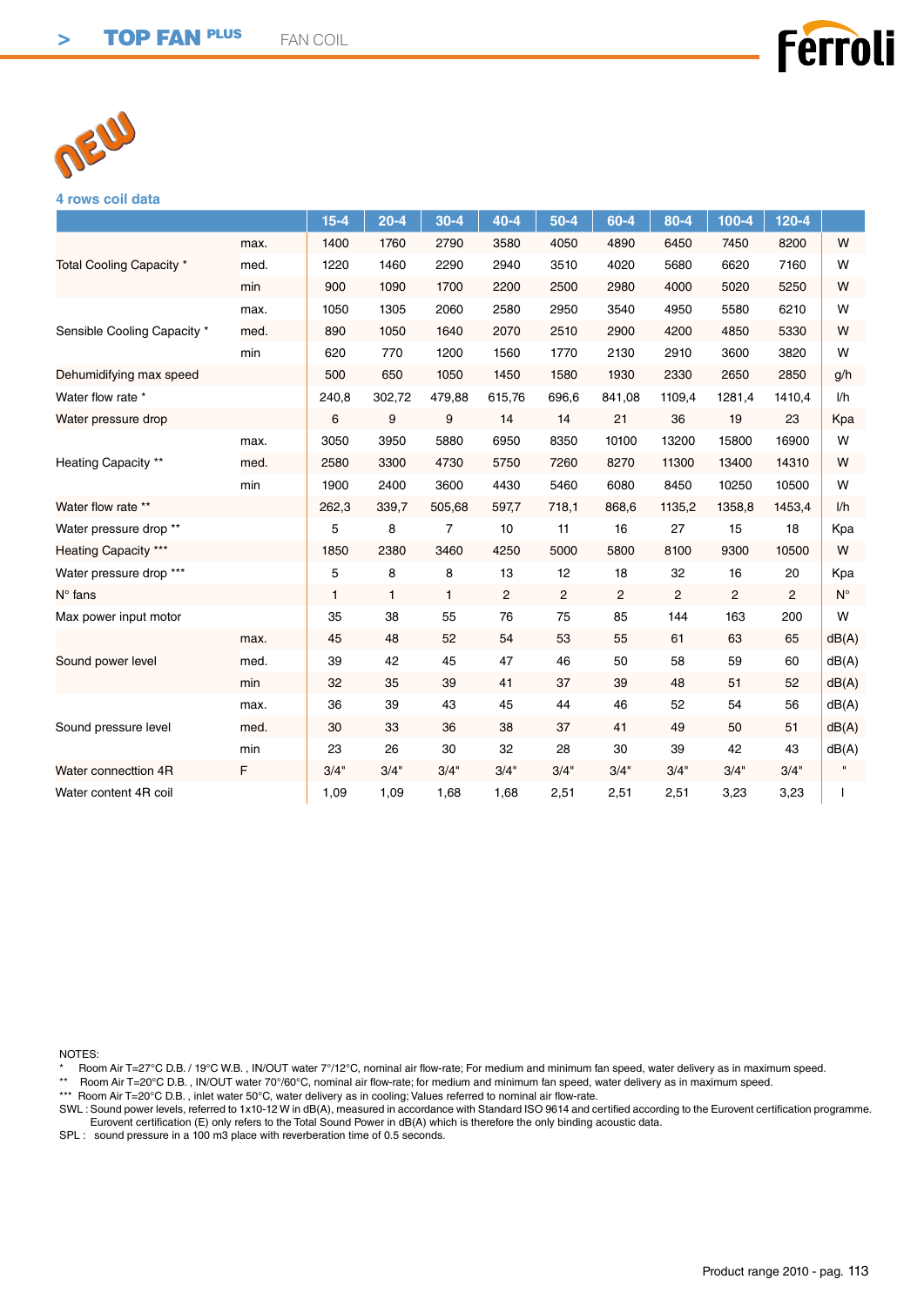## 4 rows coil data

| | | 15-4 | 20-4 | 30-4 | 40-4 | 50-4 | 60-4 | 80-4 | 100-4 | 120-4 | |
|---|---|---|---|---|---|---|---|---|---|---|---|
| Total Cooling Capacity * | max. | 1400 | 1760 | 2790 | 3580 | 4050 | 4890 | 6450 | 7450 | 8200 | W |
| | med. | 1220 | 1460 | 2290 | 2940 | 3510 | 4020 | 5680 | 6620 | 7160 | W |
| | min | 900 | 1090 | 1700 | 2200 | 2500 | 2980 | 4000 | 5020 | 5250 | W |
| Sensible Cooling Capacity * | max. | 1050 | 1305 | 2060 | 2580 | 2950 | 3540 | 4950 | 5580 | 6210 | W |
| | med. | 890 | 1050 | 1640 | 2070 | 2510 | 2900 | 4200 | 4850 | 5330 | W |
| | min | 620 | 770 | 1200 | 1560 | 1770 | 2130 | 2910 | 3600 | 3820 | W |
| Dehumidifying max speed | | 500 | 650 | 1050 | 1450 | 1580 | 1930 | 2330 | 2650 | 2850 | g/h |
| Water flow rate * | | 240,8 | 302,72 | 479,88 | 615,76 | 696,6 | 841,08 | 1109,4 | 1281,4 | 1410,4 | l/h |
| Water pressure drop | | 6 | 9 | 9 | 14 | 14 | 21 | 36 | 19 | 23 | Kpa |
| Heating Capacity ** | max. | 3050 | 3950 | 5880 | 6950 | 8350 | 10100 | 13200 | 15800 | 16900 | W |
| | med. | 2580 | 3300 | 4730 | 5750 | 7260 | 8270 | 11300 | 13400 | 14310 | W |
| | min | 1900 | 2400 | 3600 | 4430 | 5460 | 6080 | 8450 | 10250 | 10500 | W |
| Water flow rate ** | | 262,3 | 339,7 | 505,68 | 597,7 | 718,1 | 868,6 | 1135,2 | 1358,8 | 1453,4 | l/h |
| Water pressure drop ** | | 5 | 8 | 7 | 10 | 11 | 16 | 27 | 15 | 18 | Kpa |
| Heating Capacity *** | | 1850 | 2380 | 3460 | 4250 | 5000 | 5800 | 8100 | 9300 | 10500 | W |
| Water pressure drop *** | | 5 | 8 | 8 | 13 | 12 | 18 | 32 | 16 | 20 | Kpa |
| N° fans | | 1 | 1 | 1 | 2 | 2 | 2 | 2 | 2 | 2 | N° |
| Max power input motor | | 35 | 38 | 55 | 76 | 75 | 85 | 144 | 163 | 200 | W |
| Sound power level | max. | 45 | 48 | 52 | 54 | 53 | 55 | 61 | 63 | 65 | dB(A) |
| | med. | 39 | 42 | 45 | 47 | 46 | 50 | 58 | 59 | 60 | dB(A) |
| | min | 32 | 35 | 39 | 41 | 37 | 39 | 48 | 51 | 52 | dB(A) |
| Sound pressure level | max. | 36 | 39 | 43 | 45 | 44 | 46 | 52 | 54 | 56 | dB(A) |
| | med. | 30 | 33 | 36 | 38 | 37 | 41 | 49 | 50 | 51 | dB(A) |
| | min | 23 | 26 | 30 | 32 | 28 | 30 | 39 | 42 | 43 | dB(A) |
| Water connecttion 4R | F | 3/4" | 3/4" | 3/4" | 3/4" | 3/4" | 3/4" | 3/4" | 3/4" | 3/4" | " |
| Water content 4R coil | | 1,09 | 1,09 | 1,68 | 1,68 | 2,51 | 2,51 | 2,51 | 3,23 | 3,23 | l |

NOTES:

* Room Air T=27°C D.B. / 19°C W.B. , IN/OUT water 7°/12°C, nominal air flow-rate; For medium and minimum fan speed, water delivery as in maximum speed.

** Room Air T=20°C D.B. , IN/OUT water 70°/60°C, nominal air flow-rate; for medium and minimum fan speed, water delivery as in maximum speed.

*** Room Air T=20°C D.B. , inlet water 50°C, water delivery as in cooling; Values referred to nominal air flow-rate.

SWL : Sound power levels, referred to 1x10-12 W in dB(A), measured in accordance with Standard ISO 9614 and certified according to the Eurovent certification programme. Eurovent certification (E) only refers to the Total Sound Power in dB(A) which is therefore the only binding acoustic data.

SPL : sound pressure in a 100 m3 place with reverberation time of 0.5 seconds.